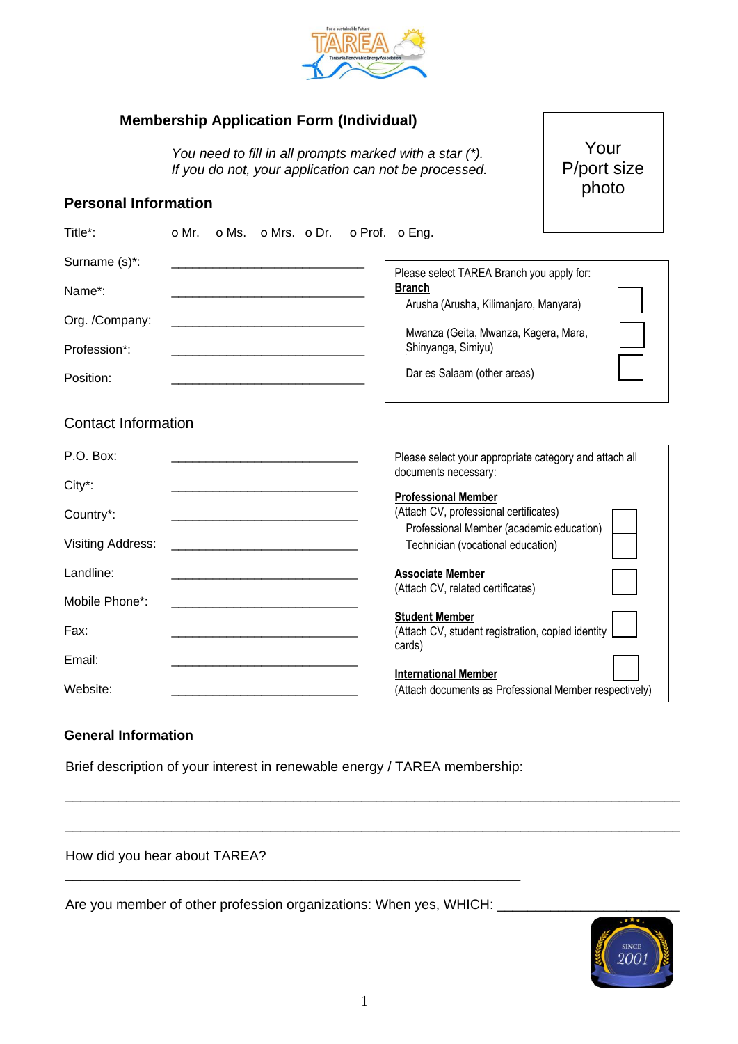## Membership Application Form (Individual)

*You need to fill in all prompts marked with a star (\*).*
*If you do not, your application can not be processed.*

Your P/port size photo

### Personal Information

Title*: o Mr. o Ms. o Mrs. o Dr. o Prof. o Eng.

Surname (s)*: ___________________________

Name*: ___________________________

Org. /Company: ___________________________

Profession*: ___________________________

Position: ___________________________

Please select TAREA Branch you apply for:

**Branch**

- Arusha (Arusha, Kilimanjaro, Manyara) ☐
- Mwanza (Geita, Mwanza, Kagera, Mara, Shinyanga, Simiyu) ☐
- Dar es Salaam (other areas) ☐

### Contact Information

P.O. Box: ___________________________

City*: ___________________________

Country*: ___________________________

Visiting Address: ___________________________

Landline: ___________________________

Mobile Phone*: ___________________________

Fax: ___________________________

Email: ___________________________

Website: ___________________________

Please select your appropriate category and attach all documents necessary:

**Professional Member**
(Attach CV, professional certificates)
- Professional Member (academic education) ☐
- Technician (vocational education) ☐

**Associate Member** ☐
(Attach CV, related certificates)

**Student Member** ☐
(Attach CV, student registration, copied identity cards)

**International Member** ☐
(Attach documents as Professional Member respectively)

### General Information

Brief description of your interest in renewable energy / TAREA membership:

_______________________________________________________________________________

_______________________________________________________________________________

How did you hear about TAREA?

___________________________________________________________

Are you member of other profession organizations: When yes, WHICH: ______________________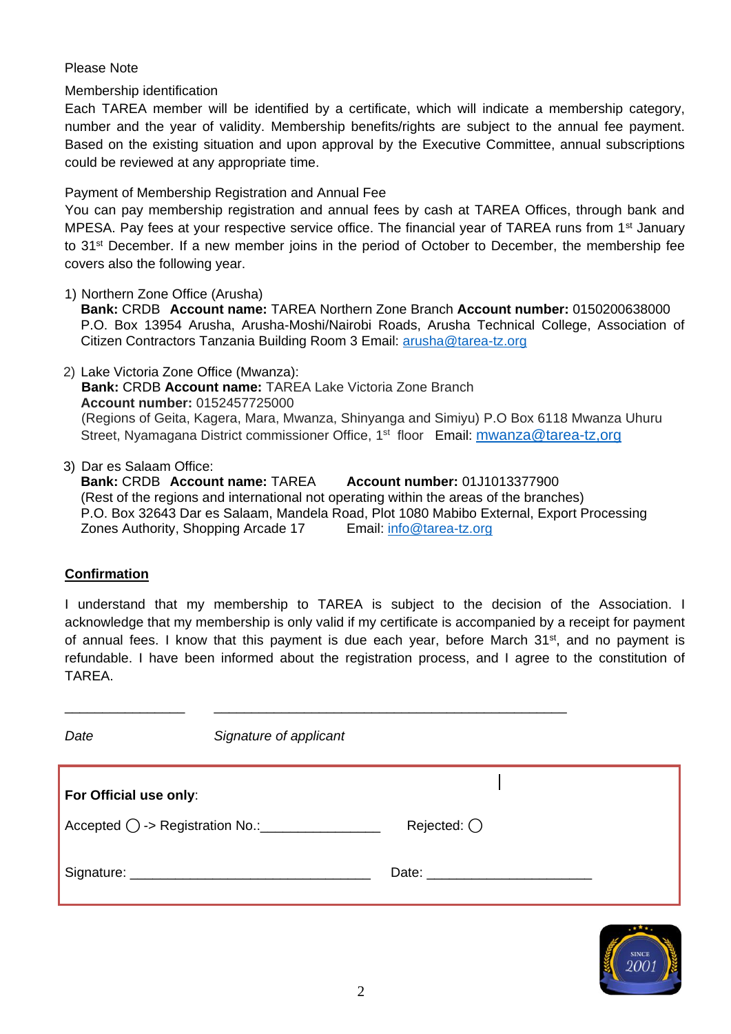Please Note

Membership identification

Each TAREA member will be identified by a certificate, which will indicate a membership category, number and the year of validity. Membership benefits/rights are subject to the annual fee payment. Based on the existing situation and upon approval by the Executive Committee, annual subscriptions could be reviewed at any appropriate time.

Payment of Membership Registration and Annual Fee

You can pay membership registration and annual fees by cash at TAREA Offices, through bank and MPESA. Pay fees at your respective service office. The financial year of TAREA runs from 1st January to 31st December. If a new member joins in the period of October to December, the membership fee covers also the following year.

1) Northern Zone Office (Arusha)
   **Bank:** CRDB **Account name:** TAREA Northern Zone Branch **Account number:** 0150200638000
   P.O. Box 13954 Arusha, Arusha-Moshi/Nairobi Roads, Arusha Technical College, Association of Citizen Contractors Tanzania Building Room 3 Email: arusha@tarea-tz.org

2) Lake Victoria Zone Office (Mwanza):
   **Bank:** CRDB **Account name:** TAREA Lake Victoria Zone Branch
   **Account number:** 0152457725000
   (Regions of Geita, Kagera, Mara, Mwanza, Shinyanga and Simiyu) P.O Box 6118 Mwanza Uhuru Street, Nyamagana District commissioner Office, 1st floor Email: mwanza@tarea-tz,org

3) Dar es Salaam Office:
   **Bank:** CRDB **Account name:** TAREA **Account number:** 01J1013377900
   (Rest of the regions and international not operating within the areas of the branches)
   P.O. Box 32643 Dar es Salaam, Mandela Road, Plot 1080 Mabibo External, Export Processing Zones Authority, Shopping Arcade 17 Email: info@tarea-tz.org

## Confirmation

I understand that my membership to TAREA is subject to the decision of the Association. I acknowledge that my membership is only valid if my certificate is accompanied by a receipt for payment of annual fees. I know that this payment is due each year, before March 31st, and no payment is refundable. I have been informed about the registration process, and I agree to the constitution of TAREA.

\_\_\_\_\_\_\_\_\_\_\_\_\_\_\_\_ \_\_\_\_\_\_\_\_\_\_\_\_\_\_\_\_\_\_\_\_\_\_\_\_\_\_\_\_\_\_\_\_\_\_\_\_\_\_\_\_\_\_\_\_\_\_\_

*Date* *Signature of applicant*

**For Official use only**:

Accepted ◯ -> Registration No.:\_\_\_\_\_\_\_\_\_\_\_\_\_\_\_\_ Rejected: ◯

Signature: \_\_\_\_\_\_\_\_\_\_\_\_\_\_\_\_\_\_\_\_\_\_\_\_\_\_\_\_\_\_\_\_ Date: \_\_\_\_\_\_\_\_\_\_\_\_\_\_\_\_\_\_\_\_\_\_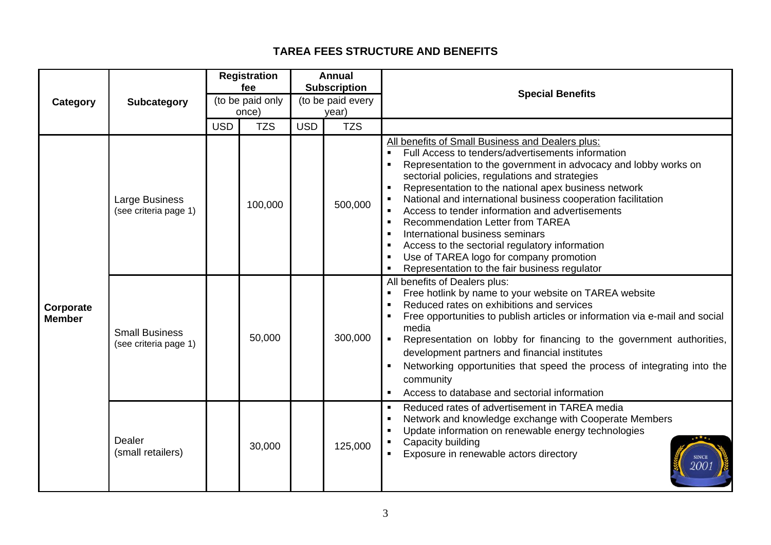# TAREA FEES STRUCTURE AND BENEFITS

| Category | Subcategory | Registration fee (to be paid only once) | | Annual Subscription (to be paid every year) | | Special Benefits |
|---|---|---|---|---|---|---|
| | | USD | TZS | USD | TZS | |
| Corporate Member | Large Business (see criteria page 1) | | 100,000 | | 500,000 | All benefits of Small Business and Dealers plus:<br>▪ Full Access to tenders/advertisements information<br>▪ Representation to the government in advocacy and lobby works on sectorial policies, regulations and strategies<br>▪ Representation to the national apex business network<br>▪ National and international business cooperation facilitation<br>▪ Access to tender information and advertisements<br>▪ Recommendation Letter from TAREA<br>▪ International business seminars<br>▪ Access to the sectorial regulatory information<br>▪ Use of TAREA logo for company promotion<br>▪ Representation to the fair business regulator |
| | Small Business (see criteria page 1) | | 50,000 | | 300,000 | All benefits of Dealers plus:<br>▪ Free hotlink by name to your website on TAREA website<br>▪ Reduced rates on exhibitions and services<br>▪ Free opportunities to publish articles or information via e-mail and social media<br>▪ Representation on lobby for financing to the government authorities, development partners and financial institutes<br>▪ Networking opportunities that speed the process of integrating into the community<br>▪ Access to database and sectorial information |
| | Dealer (small retailers) | | 30,000 | | 125,000 | ▪ Reduced rates of advertisement in TAREA media<br>▪ Network and knowledge exchange with Cooperate Members<br>▪ Update information on renewable energy technologies<br>▪ Capacity building<br>▪ Exposure in renewable actors directory |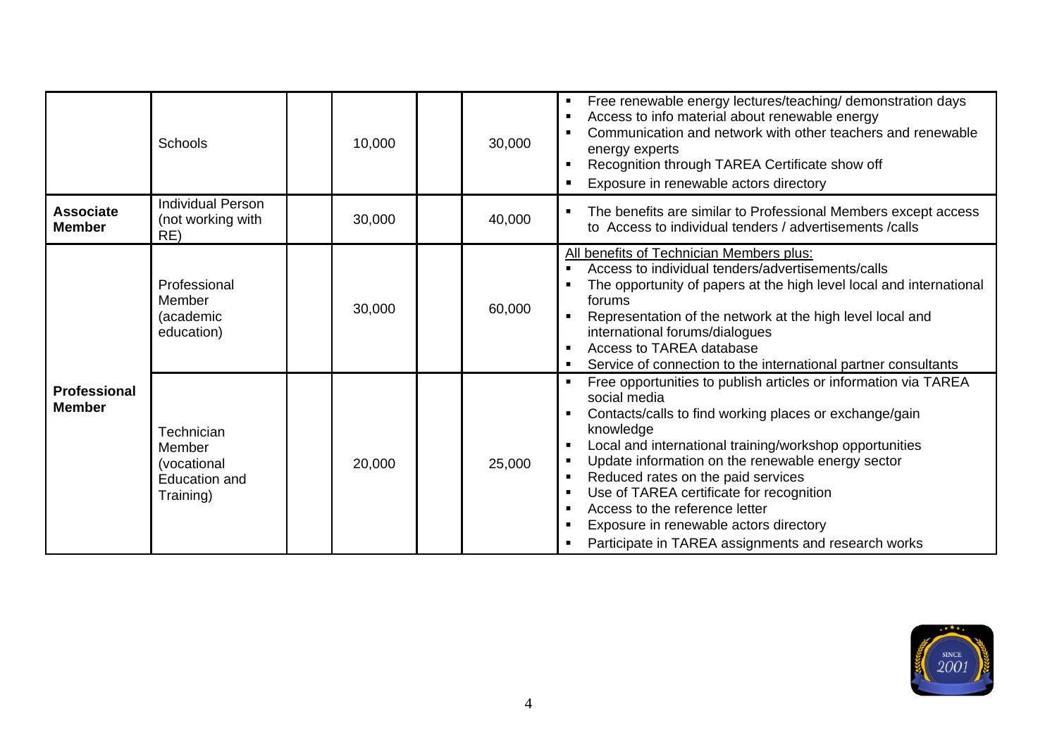| | | | | | | |
|---|---|---|---|---|---|---|
| | Schools | | 10,000 | | 30,000 | ▪ Free renewable energy lectures/teaching/ demonstration days<br>▪ Access to info material about renewable energy<br>▪ Communication and network with other teachers and renewable energy experts<br>▪ Recognition through TAREA Certificate show off<br>▪ Exposure in renewable actors directory |
| **Associate Member** | Individual Person (not working with RE) | | 30,000 | | 40,000 | ▪ The benefits are similar to Professional Members except access to Access to individual tenders / advertisements /calls |
| **Professional Member** | Professional Member (academic education) | | 30,000 | | 60,000 | All benefits of Technician Members plus:<br>▪ Access to individual tenders/advertisements/calls<br>▪ The opportunity of papers at the high level local and international forums<br>▪ Representation of the network at the high level local and international forums/dialogues<br>▪ Access to TAREA database<br>▪ Service of connection to the international partner consultants |
| | Technician Member (vocational Education and Training) | | 20,000 | | 25,000 | ▪ Free opportunities to publish articles or information via TAREA social media<br>▪ Contacts/calls to find working places or exchange/gain knowledge<br>▪ Local and international training/workshop opportunities<br>▪ Update information on the renewable energy sector<br>▪ Reduced rates on the paid services<br>▪ Use of TAREA certificate for recognition<br>▪ Access to the reference letter<br>▪ Exposure in renewable actors directory<br>▪ Participate in TAREA assignments and research works |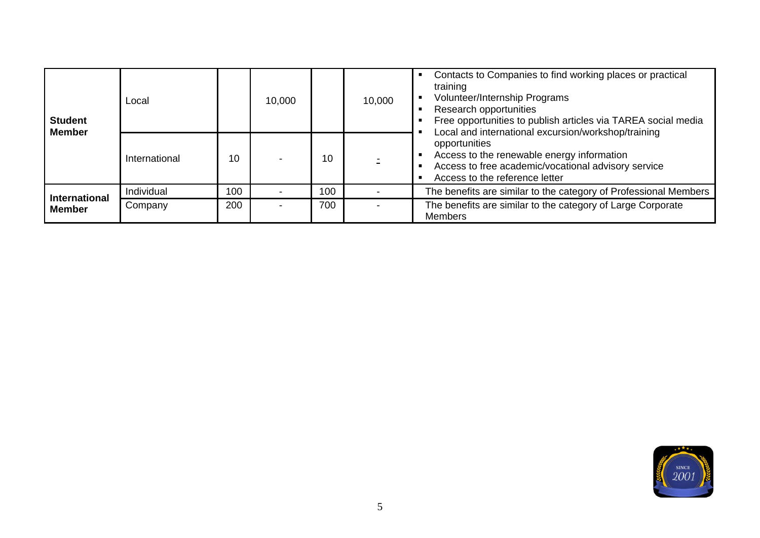| | | | | | | |
|---|---|---|---|---|---|---|
| **Student Member** | Local | | 10,000 | | 10,000 | ▪ Contacts to Companies to find working places or practical training<br>▪ Volunteer/Internship Programs<br>▪ Research opportunities<br>▪ Free opportunities to publish articles via TAREA social media<br>▪ Local and international excursion/workshop/training opportunities<br>▪ Access to the renewable energy information<br>▪ Access to free academic/vocational advisory service<br>▪ Access to the reference letter |
| | International | 10 | - | 10 | - | |
| **International Member** | Individual | 100 | - | 100 | - | The benefits are similar to the category of Professional Members |
| | Company | 200 | - | 700 | - | The benefits are similar to the category of Large Corporate Members |